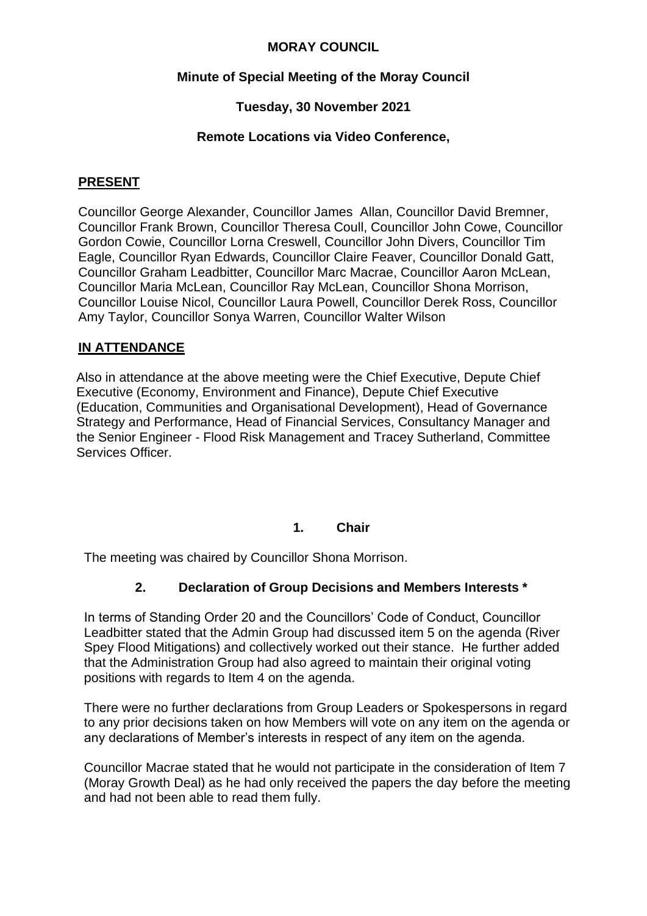# MORAY COUNCIL

## Minute of Special Meeting of the Moray Council

## Tuesday, 30 November 2021

## Remote Locations via Video Conference,

**PRESENT**

Councillor George Alexander, Councillor James Allan, Councillor David Bremner, Councillor Frank Brown, Councillor Theresa Coull, Councillor John Cowe, Councillor Gordon Cowie, Councillor Lorna Creswell, Councillor John Divers, Councillor Tim Eagle, Councillor Ryan Edwards, Councillor Claire Feaver, Councillor Donald Gatt, Councillor Graham Leadbitter, Councillor Marc Macrae, Councillor Aaron McLean, Councillor Maria McLean, Councillor Ray McLean, Councillor Shona Morrison, Councillor Louise Nicol, Councillor Laura Powell, Councillor Derek Ross, Councillor Amy Taylor, Councillor Sonya Warren, Councillor Walter Wilson

**IN ATTENDANCE**

Also in attendance at the above meeting were the Chief Executive, Depute Chief Executive (Economy, Environment and Finance), Depute Chief Executive (Education, Communities and Organisational Development), Head of Governance Strategy and Performance, Head of Financial Services, Consultancy Manager and the Senior Engineer - Flood Risk Management and Tracey Sutherland, Committee Services Officer.

### 1. Chair

The meeting was chaired by Councillor Shona Morrison.

### 2. Declaration of Group Decisions and Members Interests *

In terms of Standing Order 20 and the Councillors' Code of Conduct, Councillor Leadbitter stated that the Admin Group had discussed item 5 on the agenda (River Spey Flood Mitigations) and collectively worked out their stance. He further added that the Administration Group had also agreed to maintain their original voting positions with regards to Item 4 on the agenda.

There were no further declarations from Group Leaders or Spokespersons in regard to any prior decisions taken on how Members will vote on any item on the agenda or any declarations of Member's interests in respect of any item on the agenda.

Councillor Macrae stated that he would not participate in the consideration of Item 7 (Moray Growth Deal) as he had only received the papers the day before the meeting and had not been able to read them fully.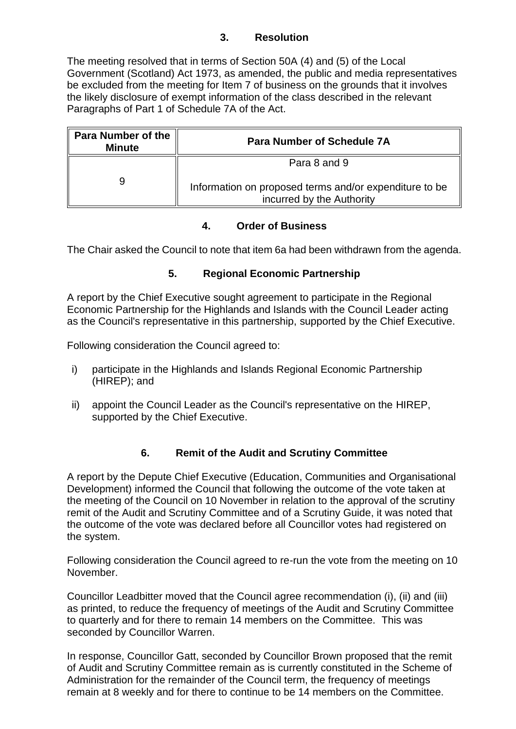### 3. Resolution

The meeting resolved that in terms of Section 50A (4) and (5) of the Local Government (Scotland) Act 1973, as amended, the public and media representatives be excluded from the meeting for Item 7 of business on the grounds that it involves the likely disclosure of exempt information of the class described in the relevant Paragraphs of Part 1 of Schedule 7A of the Act.

| Para Number of the Minute | Para Number of Schedule 7A |
|---|---|
| 9 | Para 8 and 9<br><br>Information on proposed terms and/or expenditure to be incurred by the Authority |

### 4. Order of Business

The Chair asked the Council to note that item 6a had been withdrawn from the agenda.

### 5. Regional Economic Partnership

A report by the Chief Executive sought agreement to participate in the Regional Economic Partnership for the Highlands and Islands with the Council Leader acting as the Council's representative in this partnership, supported by the Chief Executive.

Following consideration the Council agreed to:

i) participate in the Highlands and Islands Regional Economic Partnership (HIREP); and

ii) appoint the Council Leader as the Council's representative on the HIREP, supported by the Chief Executive.

### 6. Remit of the Audit and Scrutiny Committee

A report by the Depute Chief Executive (Education, Communities and Organisational Development) informed the Council that following the outcome of the vote taken at the meeting of the Council on 10 November in relation to the approval of the scrutiny remit of the Audit and Scrutiny Committee and of a Scrutiny Guide, it was noted that the outcome of the vote was declared before all Councillor votes had registered on the system.

Following consideration the Council agreed to re-run the vote from the meeting on 10 November.

Councillor Leadbitter moved that the Council agree recommendation (i), (ii) and (iii) as printed, to reduce the frequency of meetings of the Audit and Scrutiny Committee to quarterly and for there to remain 14 members on the Committee. This was seconded by Councillor Warren.

In response, Councillor Gatt, seconded by Councillor Brown proposed that the remit of Audit and Scrutiny Committee remain as is currently constituted in the Scheme of Administration for the remainder of the Council term, the frequency of meetings remain at 8 weekly and for there to continue to be 14 members on the Committee.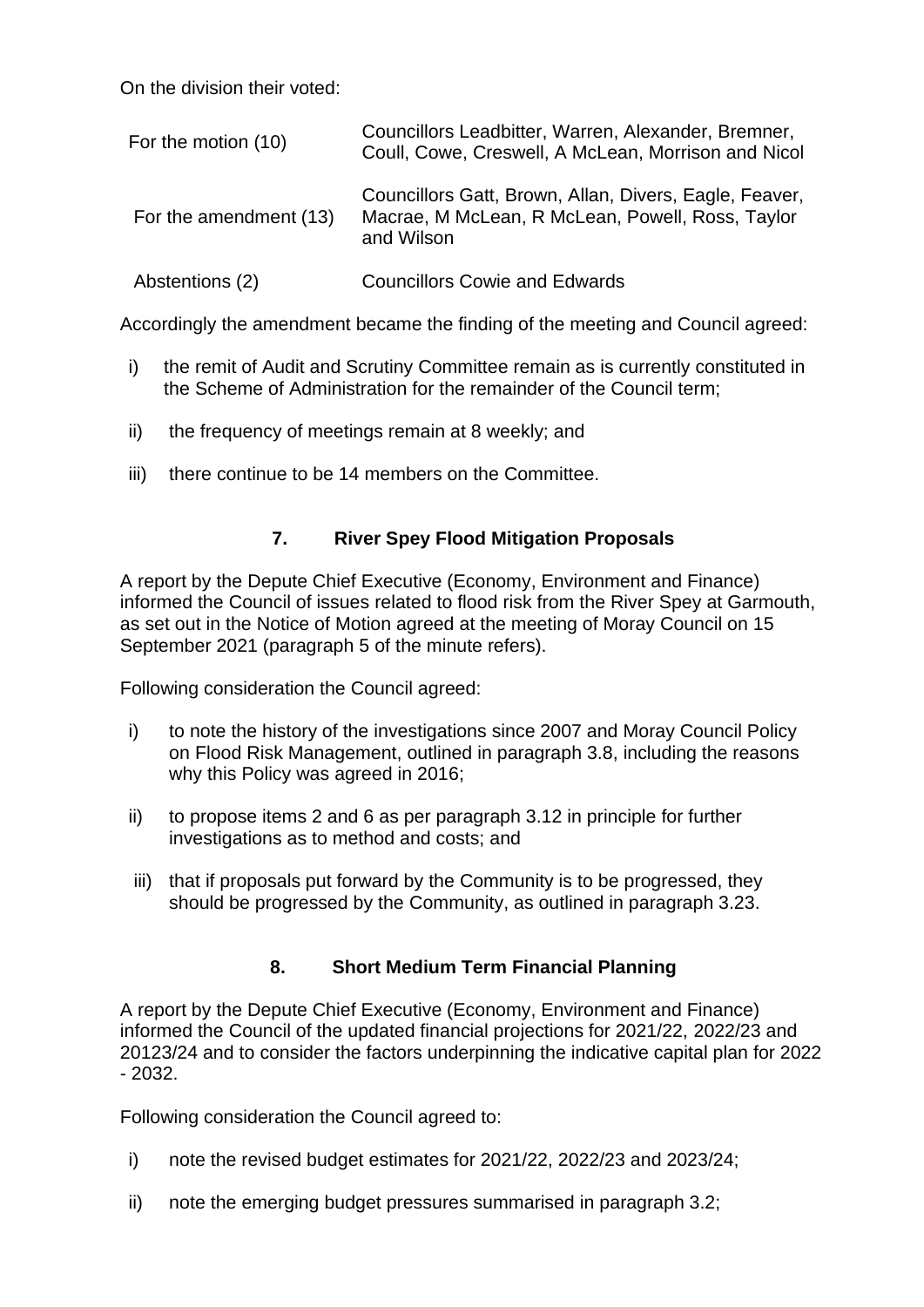On the division their voted:

| | |
|---|---|
| For the motion (10) | Councillors Leadbitter, Warren, Alexander, Bremner, Coull, Cowe, Creswell, A McLean, Morrison and Nicol |
| For the amendment (13) | Councillors Gatt, Brown, Allan, Divers, Eagle, Feaver, Macrae, M McLean, R McLean, Powell, Ross, Taylor and Wilson |
| Abstentions (2) | Councillors Cowie and Edwards |

Accordingly the amendment became the finding of the meeting and Council agreed:

i) the remit of Audit and Scrutiny Committee remain as is currently constituted in the Scheme of Administration for the remainder of the Council term;

ii) the frequency of meetings remain at 8 weekly; and

iii) there continue to be 14 members on the Committee.

## 7. River Spey Flood Mitigation Proposals

A report by the Depute Chief Executive (Economy, Environment and Finance) informed the Council of issues related to flood risk from the River Spey at Garmouth, as set out in the Notice of Motion agreed at the meeting of Moray Council on 15 September 2021 (paragraph 5 of the minute refers).

Following consideration the Council agreed:

i) to note the history of the investigations since 2007 and Moray Council Policy on Flood Risk Management, outlined in paragraph 3.8, including the reasons why this Policy was agreed in 2016;

ii) to propose items 2 and 6 as per paragraph 3.12 in principle for further investigations as to method and costs; and

iii) that if proposals put forward by the Community is to be progressed, they should be progressed by the Community, as outlined in paragraph 3.23.

## 8. Short Medium Term Financial Planning

A report by the Depute Chief Executive (Economy, Environment and Finance) informed the Council of the updated financial projections for 2021/22, 2022/23 and 20123/24 and to consider the factors underpinning the indicative capital plan for 2022 - 2032.

Following consideration the Council agreed to:

i) note the revised budget estimates for 2021/22, 2022/23 and 2023/24;

ii) note the emerging budget pressures summarised in paragraph 3.2;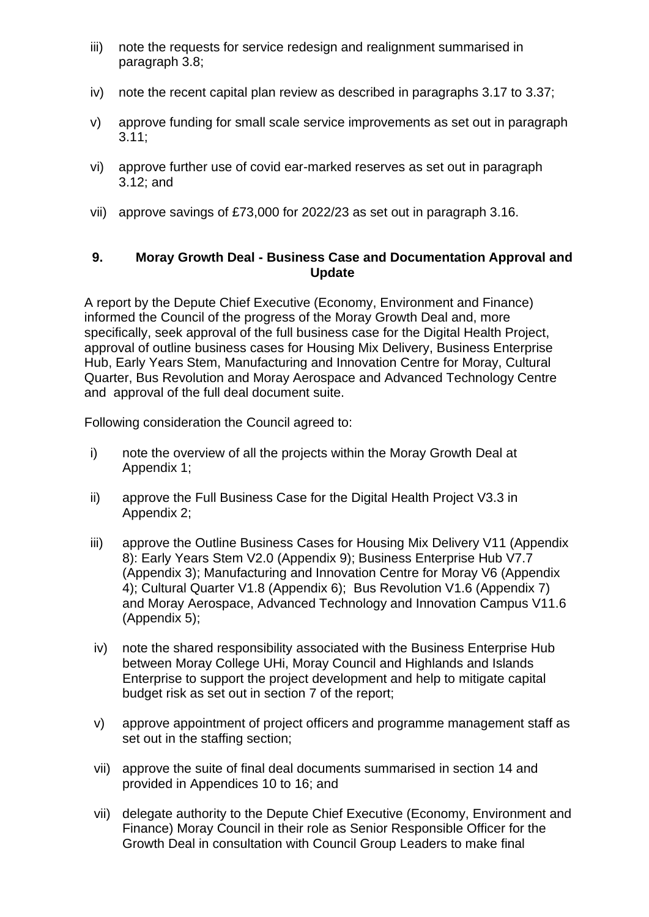iii) note the requests for service redesign and realignment summarised in paragraph 3.8;

iv) note the recent capital plan review as described in paragraphs 3.17 to 3.37;

v) approve funding for small scale service improvements as set out in paragraph 3.11;

vi) approve further use of covid ear-marked reserves as set out in paragraph 3.12; and

vii) approve savings of £73,000 for 2022/23 as set out in paragraph 3.16.

## 9. Moray Growth Deal - Business Case and Documentation Approval and Update

A report by the Depute Chief Executive (Economy, Environment and Finance) informed the Council of the progress of the Moray Growth Deal and, more specifically, seek approval of the full business case for the Digital Health Project, approval of outline business cases for Housing Mix Delivery, Business Enterprise Hub, Early Years Stem, Manufacturing and Innovation Centre for Moray, Cultural Quarter, Bus Revolution and Moray Aerospace and Advanced Technology Centre and approval of the full deal document suite.

Following consideration the Council agreed to:

i) note the overview of all the projects within the Moray Growth Deal at Appendix 1;

ii) approve the Full Business Case for the Digital Health Project V3.3 in Appendix 2;

iii) approve the Outline Business Cases for Housing Mix Delivery V11 (Appendix 8): Early Years Stem V2.0 (Appendix 9); Business Enterprise Hub V7.7 (Appendix 3); Manufacturing and Innovation Centre for Moray V6 (Appendix 4); Cultural Quarter V1.8 (Appendix 6); Bus Revolution V1.6 (Appendix 7) and Moray Aerospace, Advanced Technology and Innovation Campus V11.6 (Appendix 5);

iv) note the shared responsibility associated with the Business Enterprise Hub between Moray College UHi, Moray Council and Highlands and Islands Enterprise to support the project development and help to mitigate capital budget risk as set out in section 7 of the report;

v) approve appointment of project officers and programme management staff as set out in the staffing section;

vii) approve the suite of final deal documents summarised in section 14 and provided in Appendices 10 to 16; and

vii) delegate authority to the Depute Chief Executive (Economy, Environment and Finance) Moray Council in their role as Senior Responsible Officer for the Growth Deal in consultation with Council Group Leaders to make final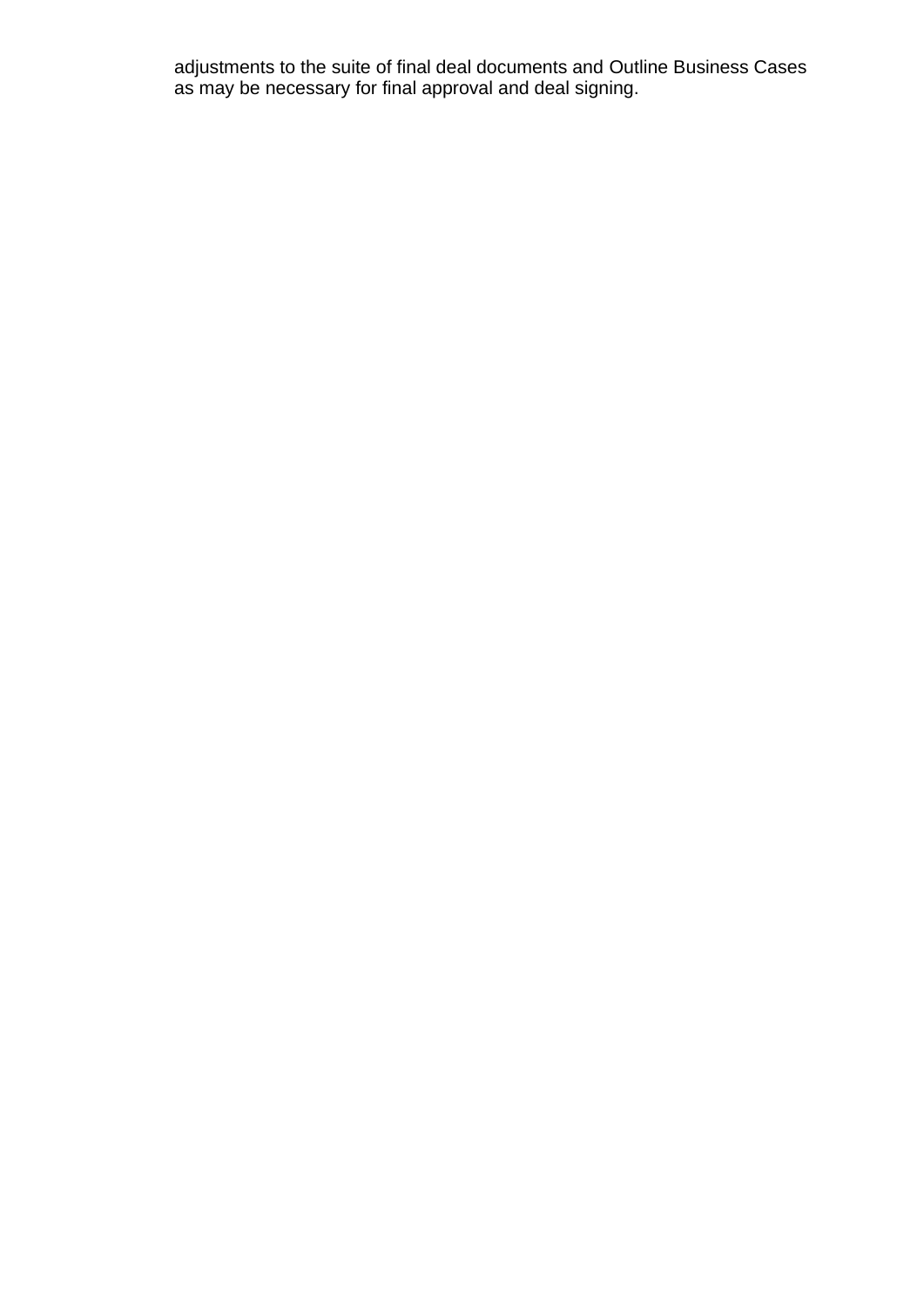adjustments to the suite of final deal documents and Outline Business Cases as may be necessary for final approval and deal signing.